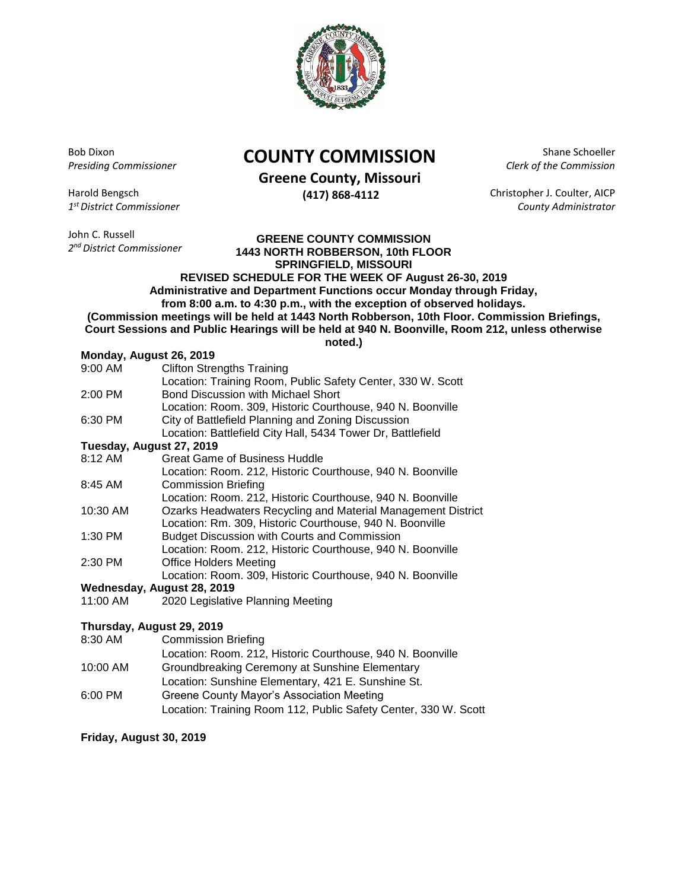Bob Dixon
*Presiding Commissioner*

Harold Bengsch
*1st District Commissioner*

John C. Russell
*2nd District Commissioner*

# COUNTY COMMISSION

**Greene County, Missouri**
**(417) 868-4112**

Shane Schoeller
*Clerk of the Commission*

Christopher J. Coulter, AICP
*County Administrator*

**GREENE COUNTY COMMISSION**
**1443 NORTH ROBBERSON, 10th FLOOR**
**SPRINGFIELD, MISSOURI**
**REVISED SCHEDULE FOR THE WEEK OF August 26-30, 2019**
**Administrative and Department Functions occur Monday through Friday, from 8:00 a.m. to 4:30 p.m., with the exception of observed holidays.**
**(Commission meetings will be held at 1443 North Robberson, 10th Floor. Commission Briefings, Court Sessions and Public Hearings will be held at 940 N. Boonville, Room 212, unless otherwise noted.)**

**Monday, August 26, 2019**

9:00 AM Clifton Strengths Training
Location: Training Room, Public Safety Center, 330 W. Scott

2:00 PM Bond Discussion with Michael Short
Location: Room. 309, Historic Courthouse, 940 N. Boonville

6:30 PM City of Battlefield Planning and Zoning Discussion
Location: Battlefield City Hall, 5434 Tower Dr, Battlefield

**Tuesday, August 27, 2019**

8:12 AM Great Game of Business Huddle
Location: Room. 212, Historic Courthouse, 940 N. Boonville

8:45 AM Commission Briefing
Location: Room. 212, Historic Courthouse, 940 N. Boonville

10:30 AM Ozarks Headwaters Recycling and Material Management District
Location: Rm. 309, Historic Courthouse, 940 N. Boonville

1:30 PM Budget Discussion with Courts and Commission
Location: Room. 212, Historic Courthouse, 940 N. Boonville

2:30 PM Office Holders Meeting
Location: Room. 309, Historic Courthouse, 940 N. Boonville

**Wednesday, August 28, 2019**

11:00 AM 2020 Legislative Planning Meeting

**Thursday, August 29, 2019**

8:30 AM Commission Briefing
Location: Room. 212, Historic Courthouse, 940 N. Boonville

10:00 AM Groundbreaking Ceremony at Sunshine Elementary
Location: Sunshine Elementary, 421 E. Sunshine St.

6:00 PM Greene County Mayor's Association Meeting
Location: Training Room 112, Public Safety Center, 330 W. Scott

**Friday, August 30, 2019**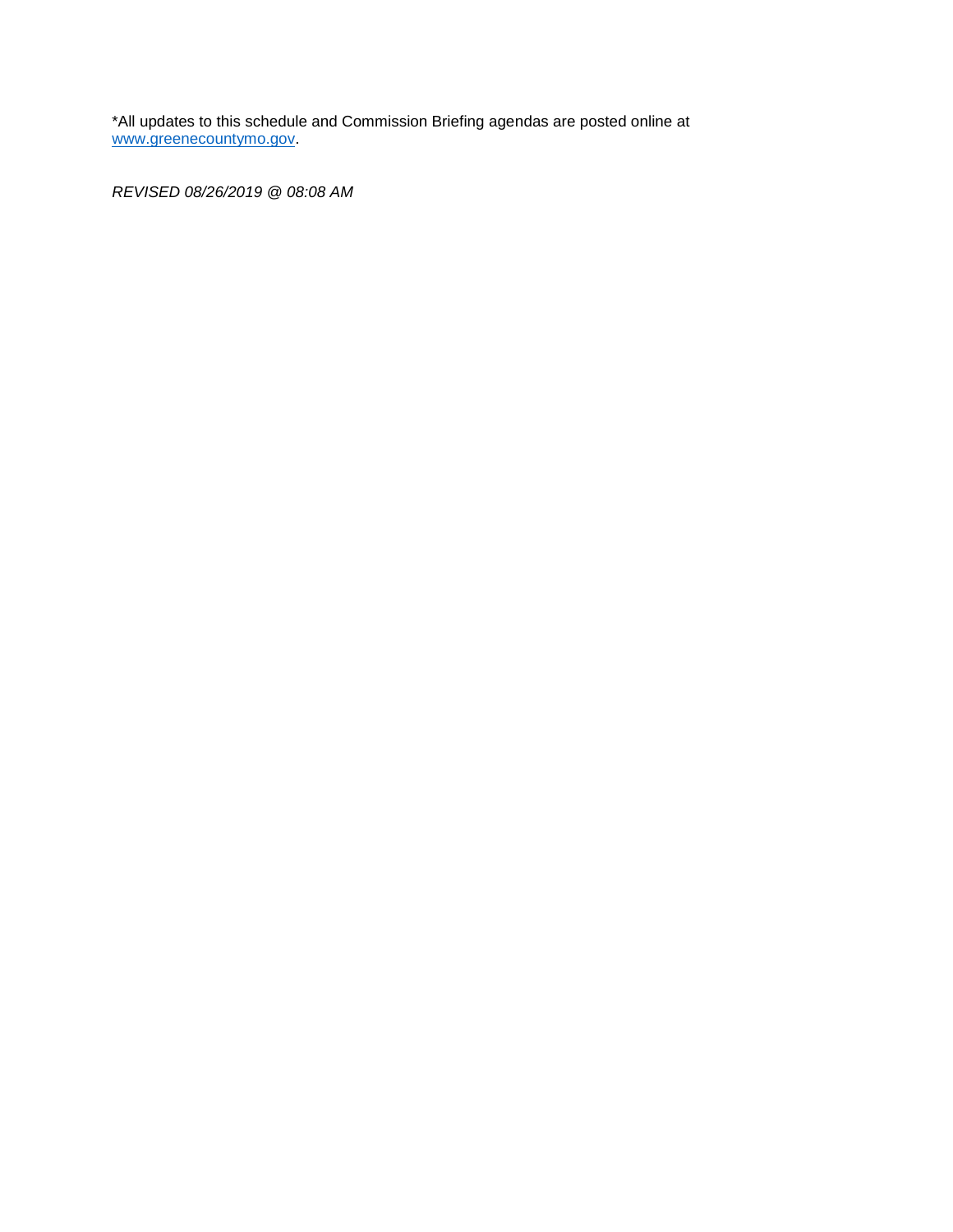*All updates to this schedule and Commission Briefing agendas are posted online at [www.greenecountymo.gov](http://www.greenecountymo.gov).

*REVISED 08/26/2019 @ 08:08 AM*